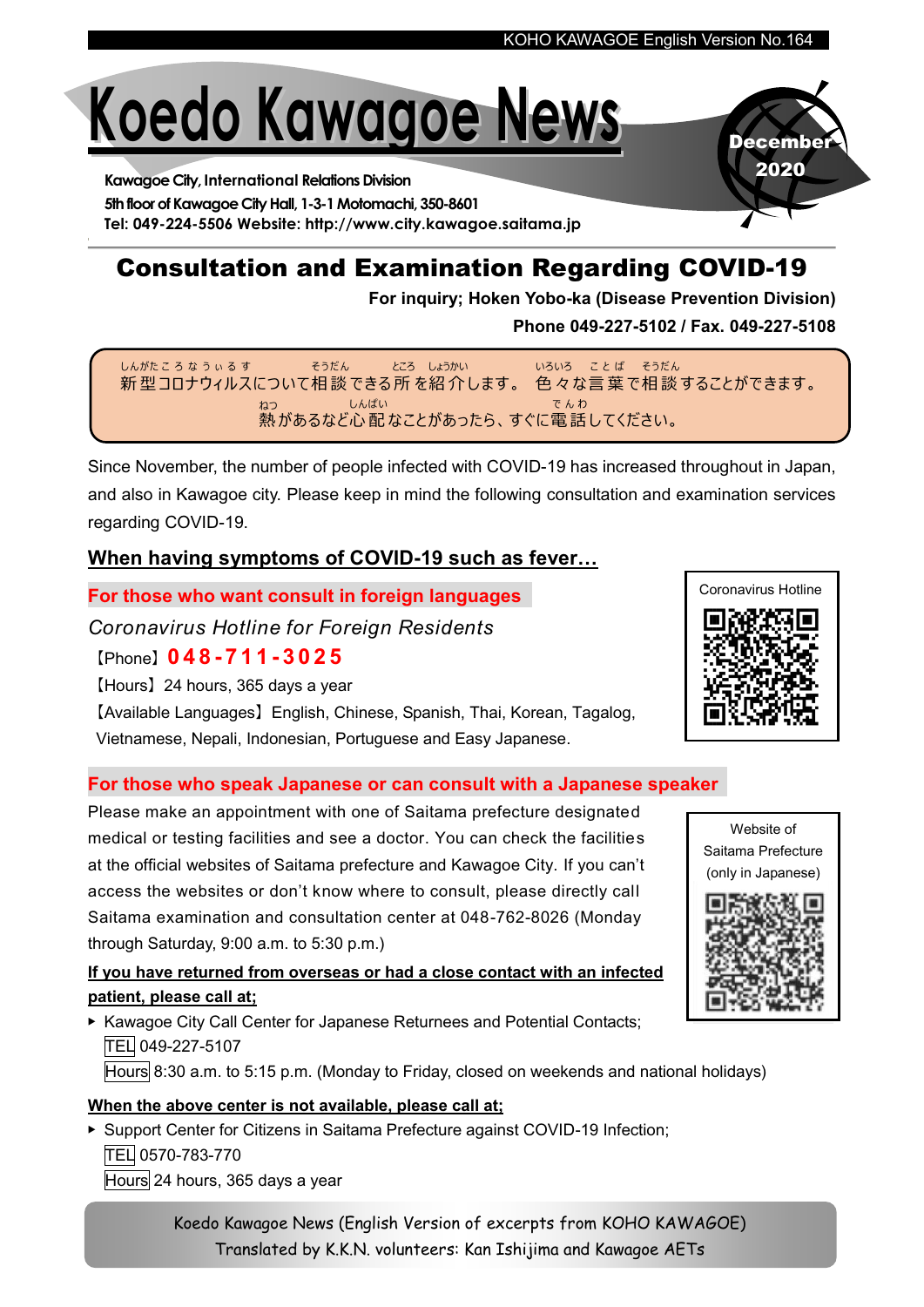# Koedo Kawagoe News

**December 2020**

**Kawagoe City, International Relations Division**
**5th floor of Kawagoe City Hall, 1-3-1 Motomachi, 350-8601**
**Tel: 049-224-5506 Website: http://www.city.kawagoe.saitama.jp**

## Consultation and Examination Regarding COVID-19

**For inquiry; Hoken Yobo-ka (Disease Prevention Division)**
**Phone 049-227-5102 / Fax. 049-227-5108**

新型コロナウィルスについて相談できる所を紹介します。色々な言葉で相談することができます。
熱があるなど心配なことがあったら、すぐに電話してください。

Since November, the number of people infected with COVID-19 has increased throughout in Japan, and also in Kawagoe city. Please keep in mind the following consultation and examination services regarding COVID-19.

### When having symptoms of COVID-19 such as fever…

**For those who want consult in foreign languages**

*Coronavirus Hotline for Foreign Residents*

【Phone】**048-711-3025**

【Hours】24 hours, 365 days a year

【Available Languages】English, Chinese, Spanish, Thai, Korean, Tagalog, Vietnamese, Nepali, Indonesian, Portuguese and Easy Japanese.

Coronavirus Hotline

**For those who speak Japanese or can consult with a Japanese speaker**

Please make an appointment with one of Saitama prefecture designated medical or testing facilities and see a doctor. You can check the facilities at the official websites of Saitama prefecture and Kawagoe City. If you can't access the websites or don't know where to consult, please directly call Saitama examination and consultation center at 048-762-8026 (Monday through Saturday, 9:00 a.m. to 5:30 p.m.)

Website of Saitama Prefecture (only in Japanese)

**If you have returned from overseas or had a close contact with an infected patient, please call at;**

- Kawagoe City Call Center for Japanese Returnees and Potential Contacts;
  TEL 049-227-5107
  Hours 8:30 a.m. to 5:15 p.m. (Monday to Friday, closed on weekends and national holidays)

**When the above center is not available, please call at;**

- Support Center for Citizens in Saitama Prefecture against COVID-19 Infection;
  TEL 0570-783-770
  Hours 24 hours, 365 days a year

Koedo Kawagoe News (English Version of excerpts from KOHO KAWAGOE)
Translated by K.K.N. volunteers: Kan Ishijima and Kawagoe AETs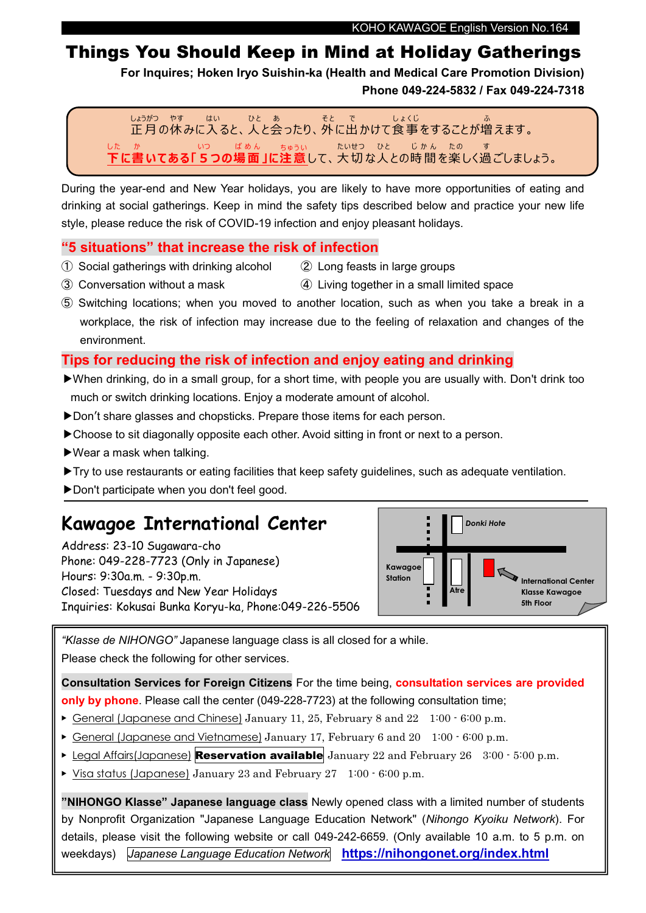# Things You Should Keep in Mind at Holiday Gatherings

**For Inquires; Hoken Iryo Suishin-ka (Health and Medical Care Promotion Division)**
**Phone 049-224-5832 / Fax 049-224-7318**

正月の休みに入ると、人と会ったり、外に出かけて食事をすることが増えます。
下に書いてある「５つの場面」に注意して、大切な人との時間を楽しく過ごしましょう。

During the year-end and New Year holidays, you are likely to have more opportunities of eating and drinking at social gatherings. Keep in mind the safety tips described below and practice your new life style, please reduce the risk of COVID-19 infection and enjoy pleasant holidays.

## "5 situations" that increase the risk of infection

① Social gatherings with drinking alcohol
② Long feasts in large groups
③ Conversation without a mask
④ Living together in a small limited space
⑤ Switching locations; when you moved to another location, such as when you take a break in a workplace, the risk of infection may increase due to the feeling of relaxation and changes of the environment.

## Tips for reducing the risk of infection and enjoy eating and drinking

- ▶When drinking, do in a small group, for a short time, with people you are usually with. Don't drink too much or switch drinking locations. Enjoy a moderate amount of alcohol.
- ▶Don't share glasses and chopsticks. Prepare those items for each person.
- ▶Choose to sit diagonally opposite each other. Avoid sitting in front or next to a person.
- ▶Wear a mask when talking.
- ▶Try to use restaurants or eating facilities that keep safety guidelines, such as adequate ventilation.
- ▶Don't participate when you don't feel good.

## Kawagoe International Center

Address: 23-10 Sugawara-cho
Phone: 049-228-7723 (Only in Japanese)
Hours: 9:30a.m. - 9:30p.m.
Closed: Tuesdays and New Year Holidays
Inquiries: Kokusai Bunka Koryu-ka, Phone:049-226-5506

Donki Hote
Kawagoe Station
Atre
International Center
Klasse Kawagoe
5th Floor

*"Klasse de NIHONGO"* Japanese language class is all closed for a while.
Please check the following for other services.

**Consultation Services for Foreign Citizens** For the time being, **consultation services are provided only by phone**. Please call the center (049-228-7723) at the following consultation time;

- General (Japanese and Chinese) January 11, 25, February 8 and 22 1:00 - 6:00 p.m.
- General (Japanese and Vietnamese) January 17, February 6 and 20 1:00 - 6:00 p.m.
- Legal Affairs(Japanese) **Reservation available** January 22 and February 26 3:00 - 5:00 p.m.
- Visa status (Japanese) January 23 and February 27 1:00 - 6:00 p.m.

**"NIHONGO Klasse" Japanese language class** Newly opened class with a limited number of students by Nonprofit Organization "Japanese Language Education Network" (*Nihongo Kyoiku Network*). For details, please visit the following website or call 049-242-6659. (Only available 10 a.m. to 5 p.m. on weekdays) *Japanese Language Education Network* **https://nihongonet.org/index.html**